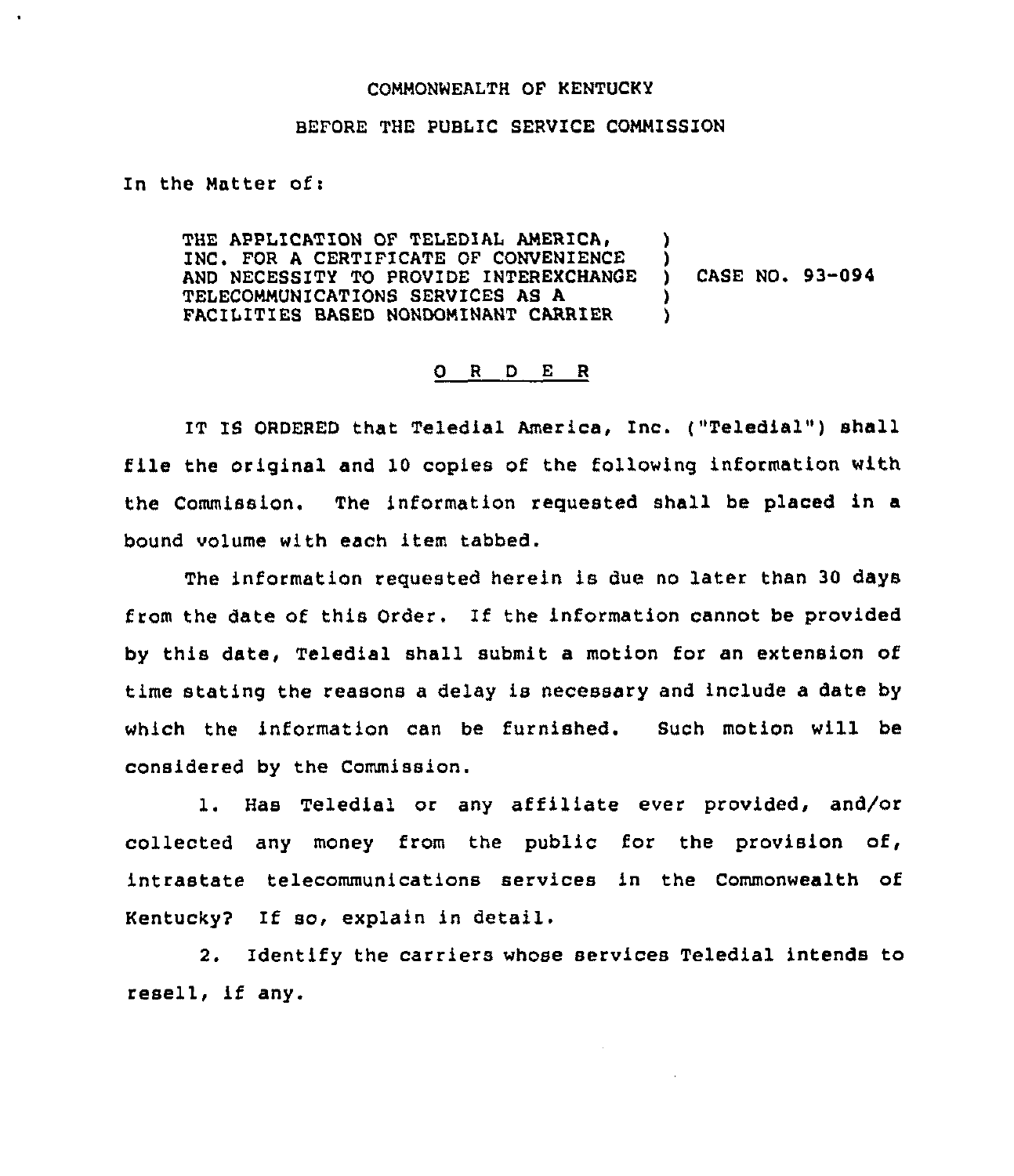COMMONWEALTH OF KENTUCKY

BEFORE THE PUBLIC SERVICE COMMISSION

In the Matter of:

THE APPLICATION OF TELEDIAL AMERICA, INC. FOR A CERTIFICATE OF CONVENIENCE AND NECESSITY TO PROVIDE INTEREXCHANGE TELECOMMUNICATIONS SERVICES AS A FACILITIES BASED NONDOMINANT CARRIER ) CASE NO. 93-094

# O R D E R

IT IS ORDERED that Teledial America, Inc. ("Teledial") shall file the original and 10 copies of the following information with the Commission. The information requested shall be placed in a bound volume with each item tabbed.

The information requested herein is due no later than 30 days from the date of this Order. If the information cannot be provided by this date, Teledial shall submit a motion for an extension of time stating the reasons a delay is necessary and include a date by which the information can be furnished. Such motion will be considered by the Commission.

1. Has Teledial or any affiliate ever provided, and/or collected any money from the public for the provision of, intrastate telecommunications services in the Commonwealth of Kentucky? If so, explain in detail.

2. Identify the carriers whose services Teledial intends to resell, if any.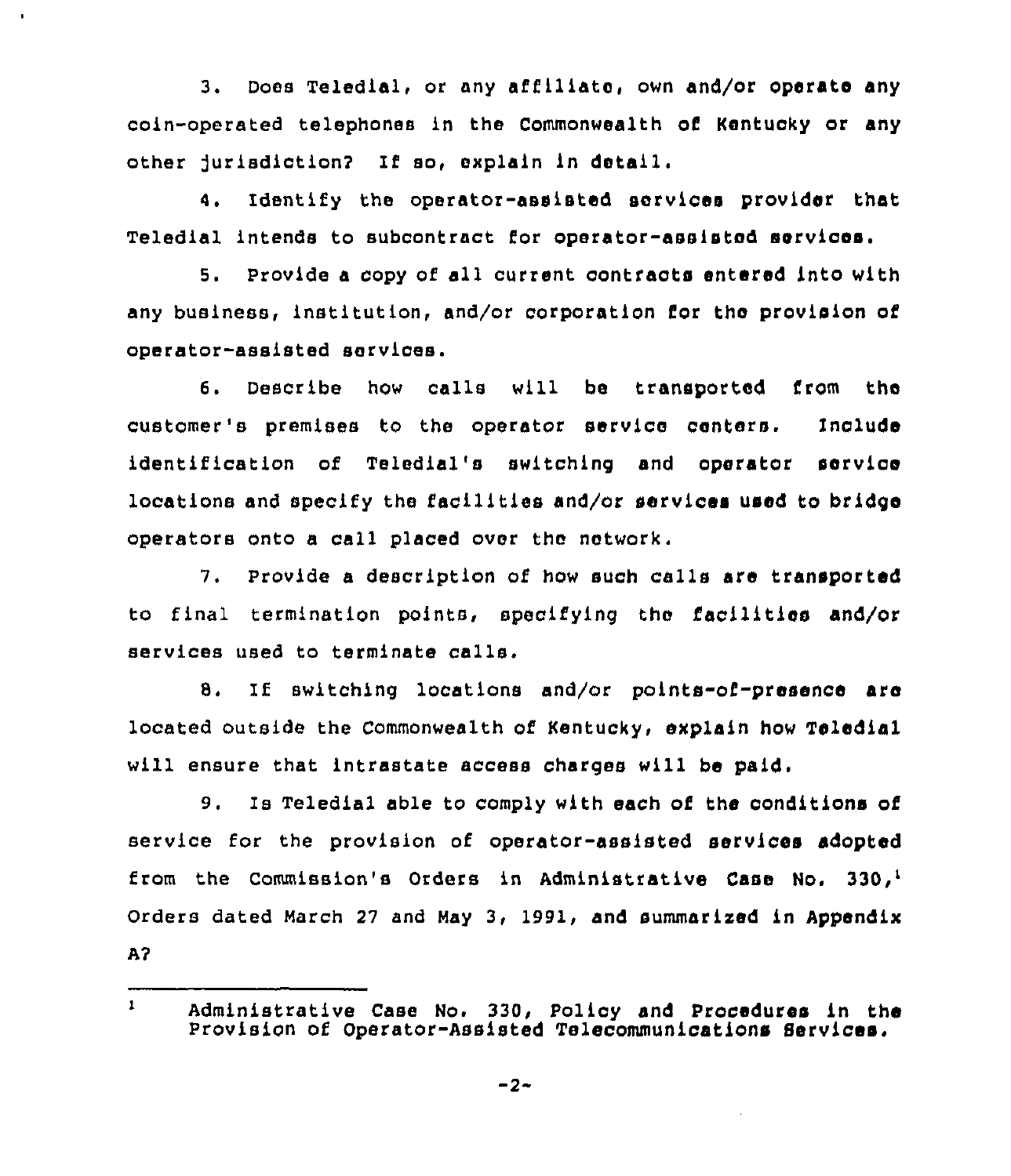3. Does Teledial, or any affiliate, own and/or operate any coin-operated telephones in the Commonwealth of Kentucky or any other jurisdiction? If so, explain in detail.

4. Identify the operator-assisted services provider that Teledial intends to subcontract for operator-assisted services.

5. Provide a copy of all current contracts entered into with any business, institution, and/or corporation for the provision of operator-assisted services.

6. Describe how calls will be transported from the customer's premises to the operator service centers. Include identification of Teledial's switching and operator service locations and specify the facilities and/or services used to bridge operators onto a call placed over the network.

7. Provide a description of how such calls are transported to final termination points, specifying the facilities and/or services used to terminate calls.

8. If switching locations and/or points-of-presence are located outside the Commonwealth of Kentucky, explain how Teledial will ensure that intrastate access charges will be paid.

9. Is Teledial able to comply with each of the conditions of service for the provision of operator-assisted services adopted from the Commission's Orders in Administrative Case No. 330,[1] Orders dated March 27 and May 3, 1991, and summarized in Appendix A?

---

[1] Administrative Case No. 330, Policy and Procedures in the Provision of Operator-Assisted Telecommunications Services.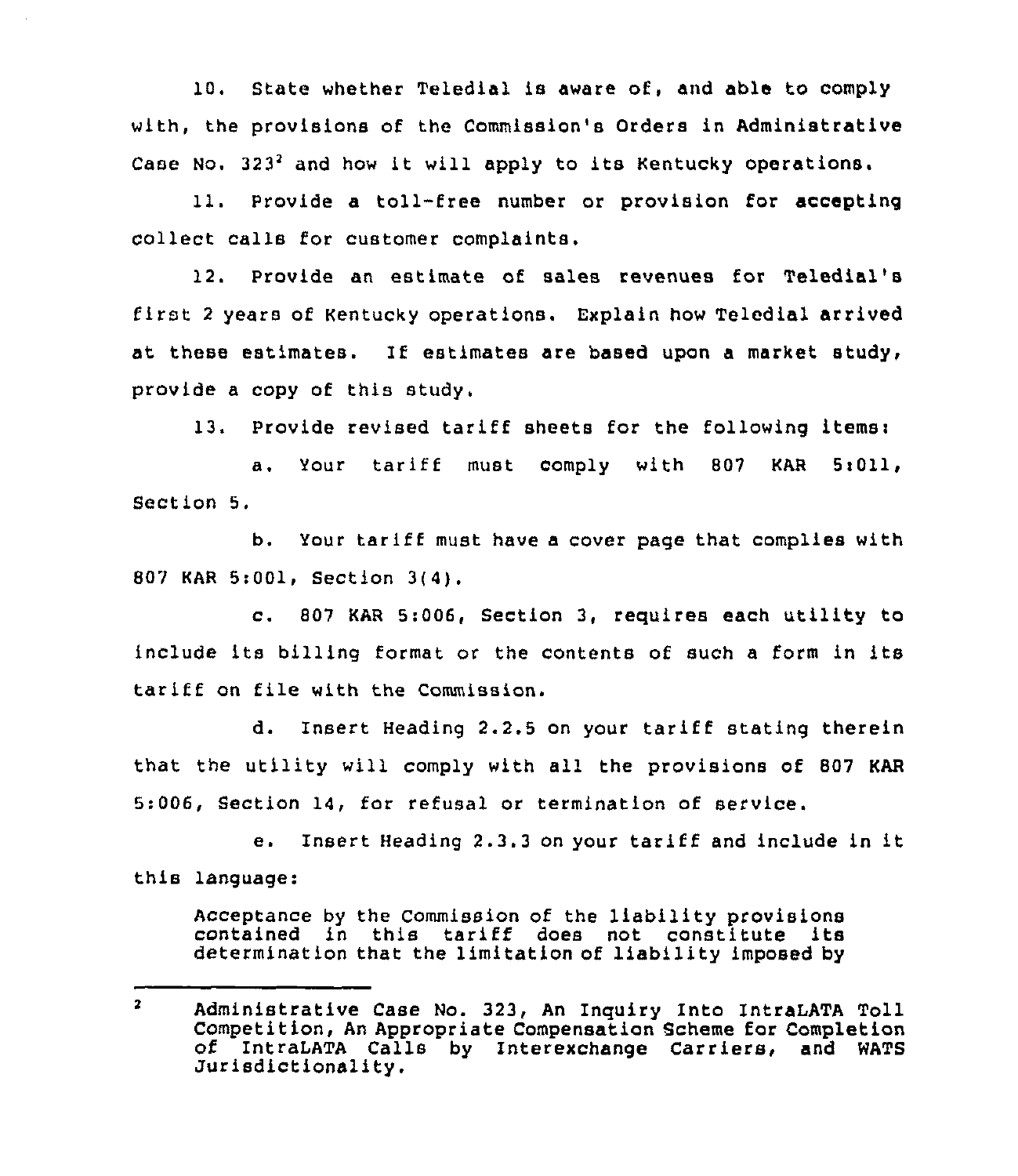10. State whether Teledial is aware of, and able to comply with, the provisions of the Commission's Orders in Administrative Case No. 323[2] and how it will apply to its Kentucky operations.

11. Provide a toll-free number or provision for accepting collect calls for customer complaints.

12. Provide an estimate of sales revenues for Teledial's first 2 years of Kentucky operations. Explain how Teledial arrived at these estimates. If estimates are based upon a market study, provide a copy of this study.

13. Provide revised tariff sheets for the following items:

a. Your tariff must comply with 807 KAR 5:011, Section 5.

b. Your tariff must have a cover page that complies with 807 KAR 5:001, Section 3(4).

c. 807 KAR 5:006, Section 3, requires each utility to include its billing format or the contents of such a form in its tariff on file with the Commission.

d. Insert Heading 2.2.5 on your tariff stating therein that the utility will comply with all the provisions of 807 KAR 5:006, Section 14, for refusal or termination of service.

e. Insert Heading 2.3.3 on your tariff and include in it this language:

> Acceptance by the Commission of the liability provisions contained in this tariff does not constitute its determination that the limitation of liability imposed by

---

[2] Administrative Case No. 323, An Inquiry Into IntraLATA Toll Competition, An Appropriate Compensation Scheme for Completion of IntraLATA Calls by Interexchange Carriers, and WATS Jurisdictionality.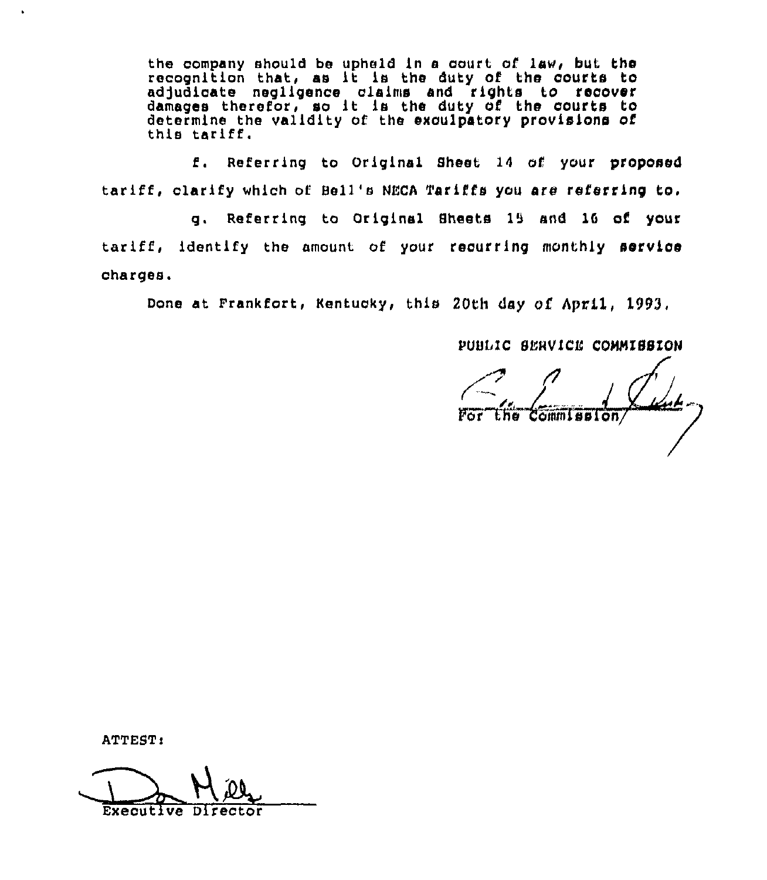the company should be upheld in a court of law, but the recognition that, as it is the duty of the courts to adjudicate negligence claims and rights to recover damages therefor, so it is the duty of the courts to determine the validity of the exculpatory provisions of this tariff.

f. Referring to Original Sheet 14 of your proposed tariff, clarify which of Bell's NECA Tariffs you are referring to.

g. Referring to Original Sheets 15 and 16 of your tariff, identify the amount of your recurring monthly service charges.

Done at Frankfort, Kentucky, this 20th day of April, 1993.

PUBLIC SERVICE COMMISSION

For the Commission

ATTEST:

Executive Director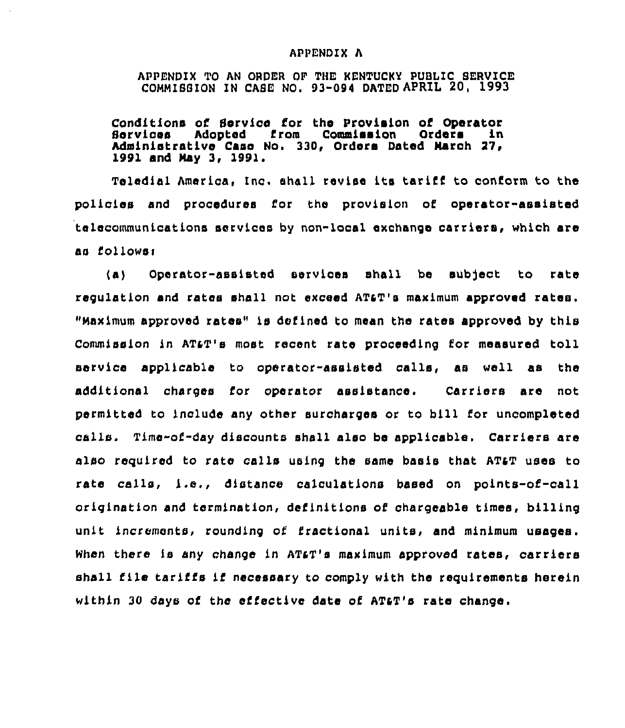APPENDIX A

APPENDIX TO AN ORDER OF THE KENTUCKY PUBLIC SERVICE COMMISSION IN CASE NO. 93-094 DATED APRIL 20, 1993

**Conditions of Service for the Provision of Operator Services Adopted from Commission Orders in Administrative Case No. 330, Orders Dated March 27, 1991 and May 3, 1991.**

Teledial America, Inc. shall revise its tariff to conform to the policies and procedures for the provision of operator-assisted telecommunications services by non-local exchange carriers, which are as follows:

(a) Operator-assisted services shall be subject to rate regulation and rates shall not exceed AT&T's maximum approved rates. "Maximum approved rates" is defined to mean the rates approved by this Commission in AT&T's most recent rate proceeding for measured toll service applicable to operator-assisted calls, as well as the additional charges for operator assistance. Carriers are not permitted to include any other surcharges or to bill for uncompleted calls. Time-of-day discounts shall also be applicable. Carriers are also required to rate calls using the same basis that AT&T uses to rate calls, i.e., distance calculations based on points-of-call origination and termination, definitions of chargeable times, billing unit increments, rounding of fractional units, and minimum usages. When there is any change in AT&T's maximum approved rates, carriers shall file tariffs if necessary to comply with the requirements herein within 30 days of the effective date of AT&T's rate change.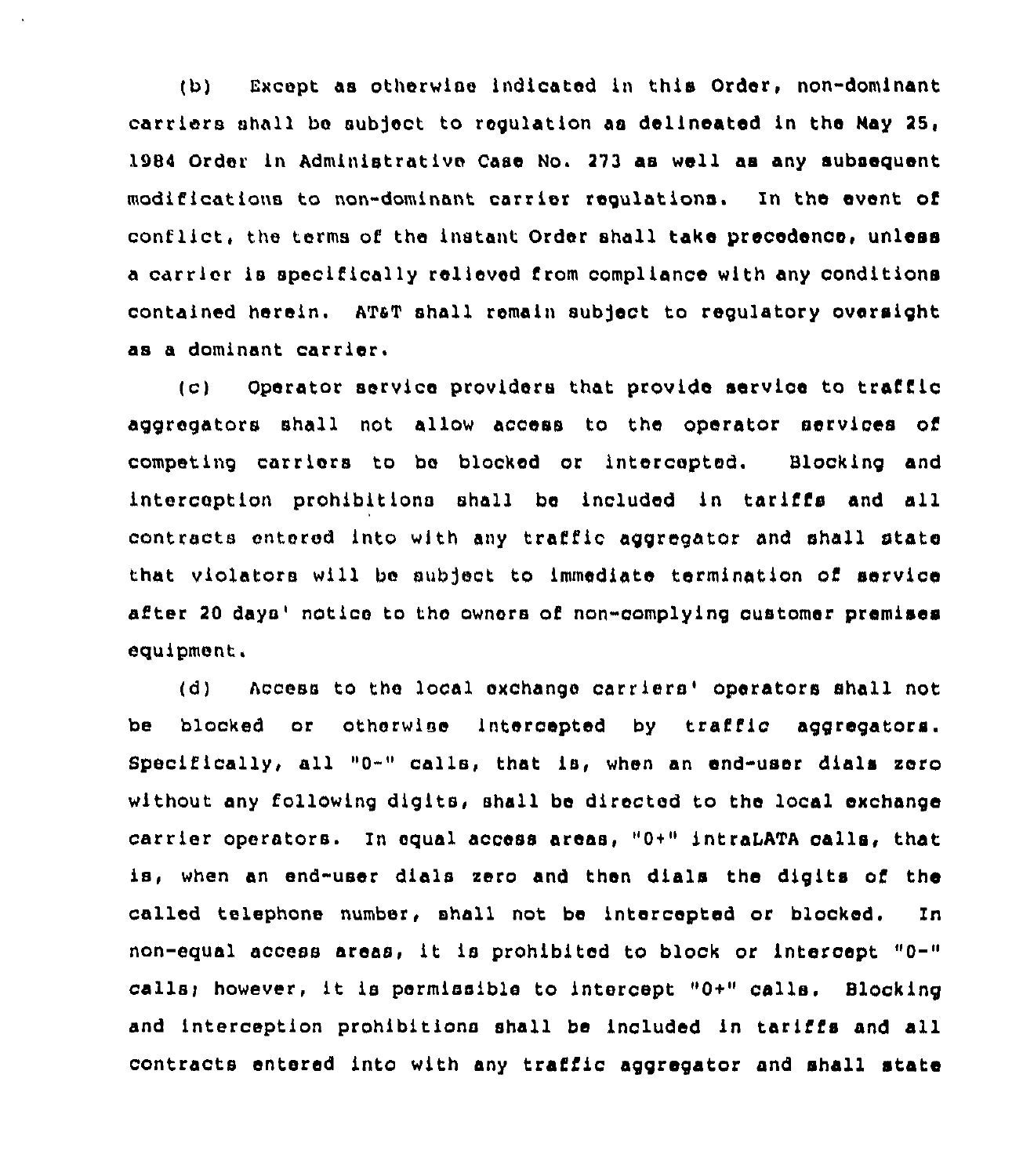(b) Except as otherwise indicated in this Order, non-dominant carriers shall be subject to regulation as delineated in the May 25, 1984 Order in Administrative Case No. 273 as well as any subsequent modifications to non-dominant carrier regulations. In the event of conflict, the terms of the instant Order shall take precedence, unless a carrier is specifically relieved from compliance with any conditions contained herein. AT&T shall remain subject to regulatory oversight as a dominant carrier.

(c) Operator service providers that provide service to traffic aggregators shall not allow access to the operator services of competing carriers to be blocked or intercepted. Blocking and interception prohibitions shall be included in tariffs and all contracts entered into with any traffic aggregator and shall state that violators will be subject to immediate termination of service after 20 days' notice to the owners of non-complying customer premises equipment.

(d) Access to the local exchange carriers' operators shall not be blocked or otherwise intercepted by traffic aggregators. Specifically, all "0-" calls, that is, when an end-user dials zero without any following digits, shall be directed to the local exchange carrier operators. In equal access areas, "0+" intraLATA calls, that is, when an end-user dials zero and then dials the digits of the called telephone number, shall not be intercepted or blocked. In non-equal access areas, it is prohibited to block or intercept "0-" calls; however, it is permissible to intercept "0+" calls. Blocking and interception prohibitions shall be included in tariffs and all contracts entered into with any traffic aggregator and shall state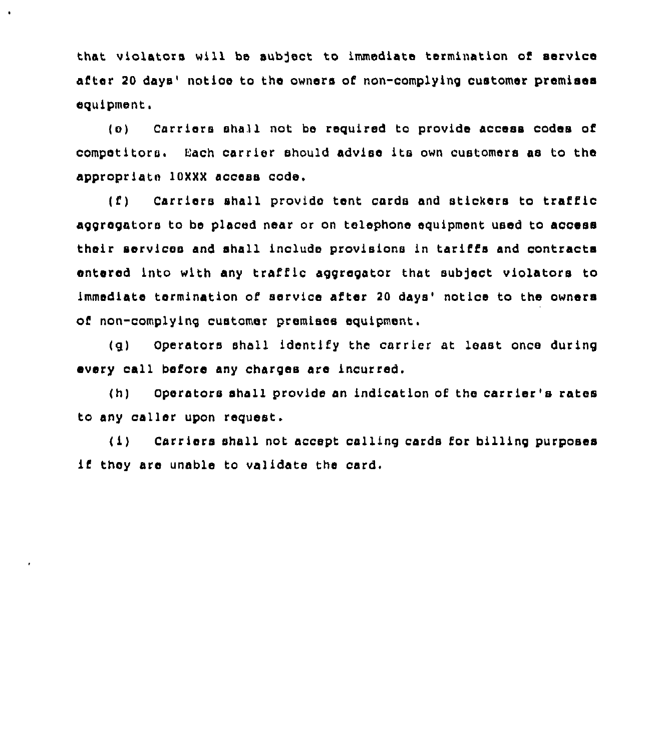that violators will be subject to immediate termination of service after 20 days' notice to the owners of non-complying customer premises equipment.

(e) Carriers shall not be required to provide access codes of competitors. Each carrier should advise its own customers as to the appropriate 10XXX access code.

(f) Carriers shall provide tent cards and stickers to traffic aggregators to be placed near or on telephone equipment used to access their services and shall include provisions in tariffs and contracts entered into with any traffic aggregator that subject violators to immediate termination of service after 20 days' notice to the owners of non-complying customer premises equipment.

(g) Operators shall identify the carrier at least once during every call before any charges are incurred.

(h) Operators shall provide an indication of the carrier's rates to any caller upon request.

(i) Carriers shall not accept calling cards for billing purposes if they are unable to validate the card.